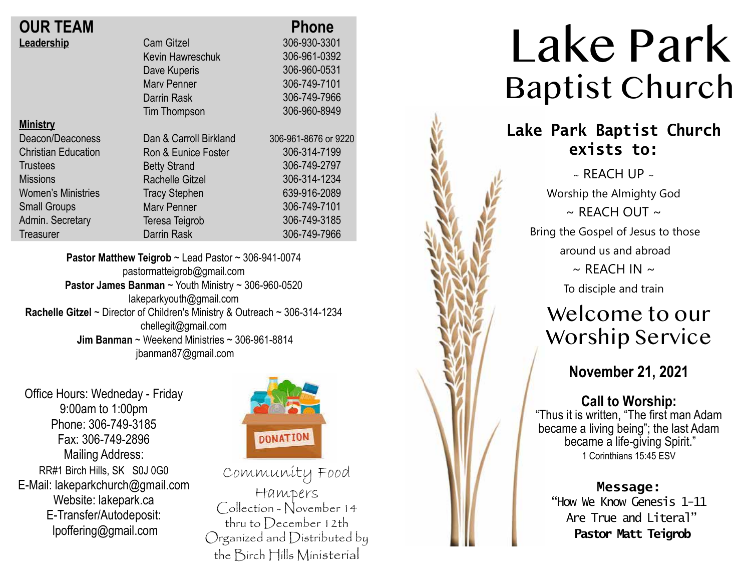## OUR TEAM

| | | Phone |
|---|---|---|
| **Leadership** | Cam Gitzel | 306-930-3301 |
| | Kevin Hawreschuk | 306-961-0392 |
| | Dave Kuperis | 306-960-0531 |
| | Marv Penner | 306-749-7101 |
| | Darrin Rask | 306-749-7966 |
| | Tim Thompson | 306-960-8949 |
| **Ministry** | | |
| Deacon/Deaconess | Dan & Carroll Birkland | 306-961-8676 or 9220 |
| Christian Education | Ron & Eunice Foster | 306-314-7199 |
| Trustees | Betty Strand | 306-749-2797 |
| Missions | Rachelle Gitzel | 306-314-1234 |
| Women's Ministries | Tracy Stephen | 639-916-2089 |
| Small Groups | Marv Penner | 306-749-7101 |
| Admin. Secretary | Teresa Teigrob | 306-749-3185 |
| Treasurer | Darrin Rask | 306-749-7966 |

**Pastor Matthew Teigrob** ~ Lead Pastor ~ 306-941-0074
pastormatteigrob@gmail.com
**Pastor James Banman** ~ Youth Ministry ~ 306-960-0520
lakeparkyouth@gmail.com
**Rachelle Gitzel** ~ Director of Children's Ministry & Outreach ~ 306-314-1234
chellegit@gmail.com
**Jim Banman** ~ Weekend Ministries ~ 306-961-8814
jbanman87@gmail.com

Office Hours: Wedneday - Friday
9:00am to 1:00pm
Phone: 306-749-3185
Fax: 306-749-2896
Mailing Address:
RR#1 Birch Hills, SK S0J 0G0
E-Mail: lakeparkchurch@gmail.com
Website: lakepark.ca
E-Transfer/Autodeposit:
lpoffering@gmail.com

DONATION

Community Food Hampers
Collection - November 14 thru to December 12th
Organized and Distributed by the Birch Hills Ministerial

# Lake Park
## Baptist Church

**Lake Park Baptist Church exists to:**

~ REACH UP ~
Worship the Almighty God
~ REACH OUT ~
Bring the Gospel of Jesus to those around us and abroad
~ REACH IN ~
To disciple and train

## Welcome to our Worship Service

**November 21, 2021**

**Call to Worship:**
"Thus it is written, "The first man Adam became a living being"; the last Adam became a life-giving Spirit."
1 Corinthians 15:45 ESV

**Message:**
"How We Know Genesis 1-11 Are True and Literal"
**Pastor Matt Teigrob**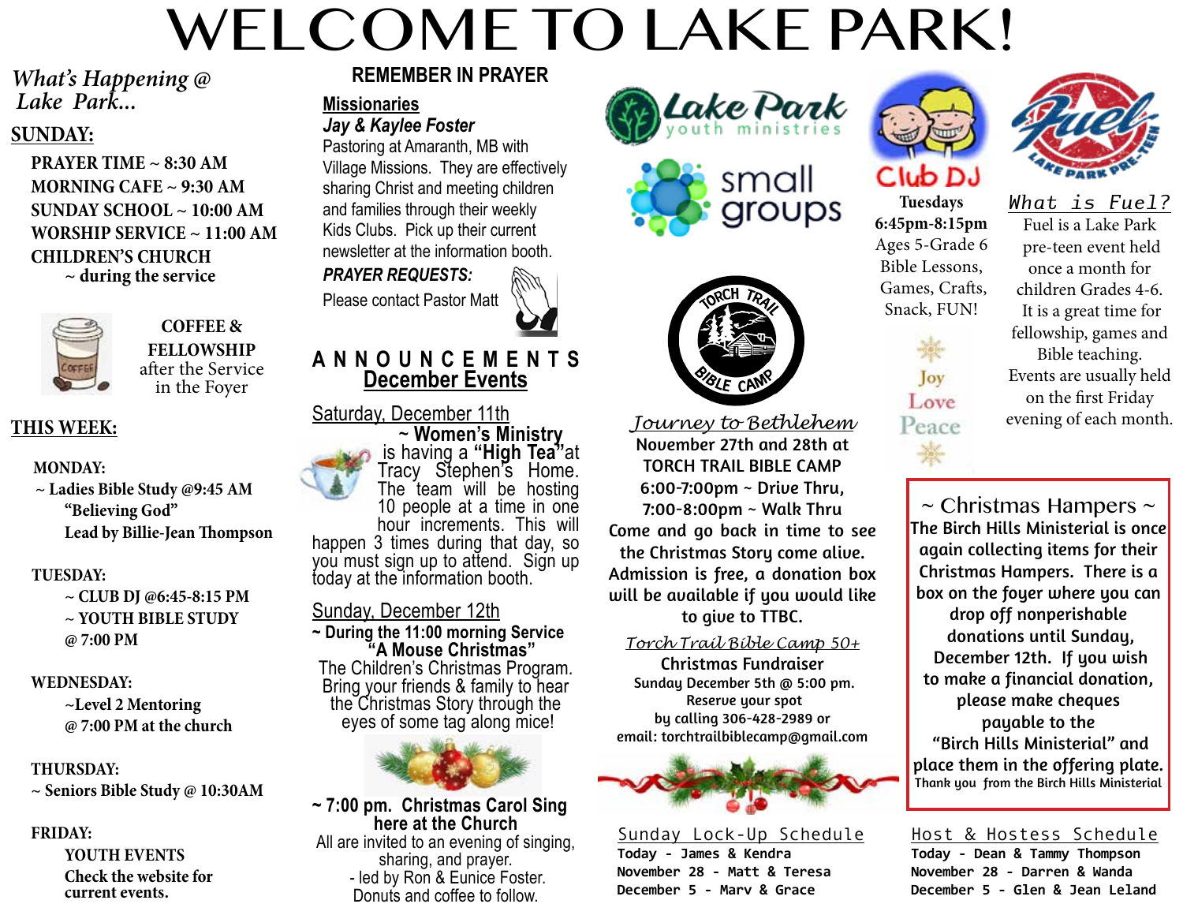# WELCOME TO LAKE PARK!

*What's Happening @ Lake Park...*

## SUNDAY:

**PRAYER TIME ~ 8:30 AM**
**MORNING CAFE ~ 9:30 AM**
**SUNDAY SCHOOL ~ 10:00 AM**
**WORSHIP SERVICE ~ 11:00 AM**
**CHILDREN'S CHURCH**
**~ during the service**

**COFFEE & FELLOWSHIP**
after the Service in the Foyer

## THIS WEEK:

**MONDAY:**
**~ Ladies Bible Study @9:45 AM**
**"Believing God"**
**Lead by Billie-Jean Thompson**

**TUESDAY:**
**~ CLUB DJ @6:45-8:15 PM**
**~ YOUTH BIBLE STUDY @ 7:00 PM**

**WEDNESDAY:**
**~Level 2 Mentoring @ 7:00 PM at the church**

**THURSDAY:**
**~ Seniors Bible Study @ 10:30AM**

**FRIDAY:**
**YOUTH EVENTS**
**Check the website for current events.**

## REMEMBER IN PRAYER

**Missionaries**

***Jay & Kaylee Foster***

Pastoring at Amaranth, MB with Village Missions. They are effectively sharing Christ and meeting children and families through their weekly Kids Clubs. Pick up their current newsletter at the information booth.

***PRAYER REQUESTS:***

Please contact Pastor Matt

## ANNOUNCEMENTS

### December Events

Saturday, December 11th

**~ Women's Ministry** is having a **"High Tea"** at Tracy Stephen's Home. The team will be hosting 10 people at a time in one hour increments. This will happen 3 times during that day, so you must sign up to attend. Sign up today at the information booth.

Sunday, December 12th

**~ During the 11:00 morning Service**
**"A Mouse Christmas"**
The Children's Christmas Program. Bring your friends & family to hear the Christmas Story through the eyes of some tag along mice!

**~ 7:00 pm. Christmas Carol Sing here at the Church**
All are invited to an evening of singing, sharing, and prayer.
- led by Ron & Eunice Foster.
Donuts and coffee to follow.

Lake Park youth ministries

small groups

TORCH TRAIL BIBLE CAMP

*Journey to Bethlehem*

**November 27th and 28th at TORCH TRAIL BIBLE CAMP**
**6:00-7:00pm ~ Drive Thru,**
**7:00-8:00pm ~ Walk Thru**
**Come and go back in time to see the Christmas Story come alive. Admission is free, a donation box will be available if you would like to give to TTBC.**

*Torch Trail Bible Camp 50+*
**Christmas Fundraiser**
Sunday December 5th @ 5:00 pm.
Reserve your spot by calling 306-428-2989 or email: torchtrailbiblecamp@gmail.com

Club DJ

**Tuesdays**
**6:45pm-8:15pm**
Ages 5-Grade 6
Bible Lessons, Games, Crafts, Snack, FUN!

Joy
Love
Peace

Fuel LAKE PARK PRE-TEEN

*What is Fuel?*
Fuel is a Lake Park pre-teen event held once a month for children Grades 4-6. It is a great time for fellowship, games and Bible teaching. Events are usually held on the first Friday evening of each month.

**~ Christmas Hampers ~**

**The Birch Hills Ministerial is once again collecting items for their Christmas Hampers. There is a box on the foyer where you can drop off nonperishable donations until Sunday, December 12th. If you wish to make a financial donation, please make cheques payable to the "Birch Hills Ministerial" and place them in the offering plate.**
Thank you from the Birch Hills Ministerial

Sunday Lock-Up Schedule
**Today - James & Kendra**
**November 28 - Matt & Teresa**
**December 5 - Marv & Grace**

Host & Hostess Schedule
**Today - Dean & Tammy Thompson**
**November 28 - Darren & Wanda**
**December 5 - Glen & Jean Leland**